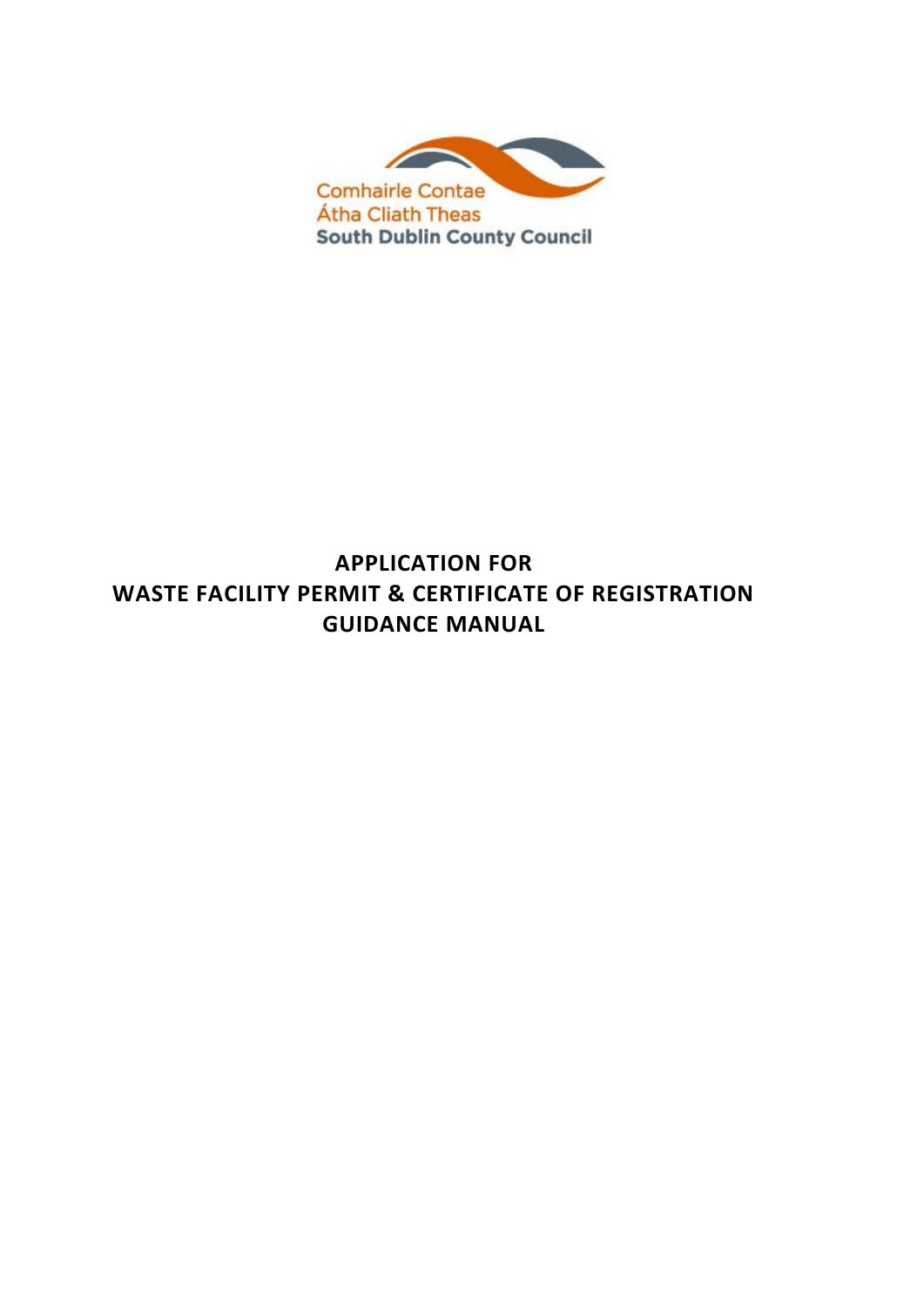Comhairle Contae
Átha Cliath Theas
South Dublin County Council

# APPLICATION FOR
# WASTE FACILITY PERMIT & CERTIFICATE OF REGISTRATION
# GUIDANCE MANUAL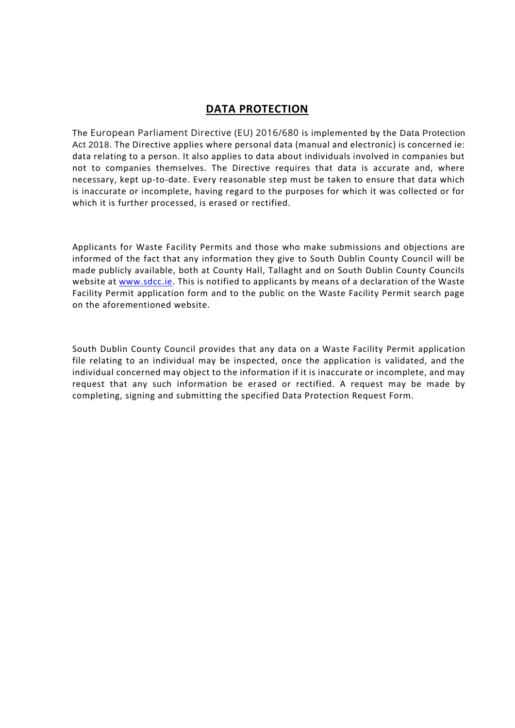## DATA PROTECTION

The European Parliament Directive (EU) 2016/680 is implemented by the Data Protection Act 2018. The Directive applies where personal data (manual and electronic) is concerned ie: data relating to a person. It also applies to data about individuals involved in companies but not to companies themselves. The Directive requires that data is accurate and, where necessary, kept up-to-date. Every reasonable step must be taken to ensure that data which is inaccurate or incomplete, having regard to the purposes for which it was collected or for which it is further processed, is erased or rectified.

Applicants for Waste Facility Permits and those who make submissions and objections are informed of the fact that any information they give to South Dublin County Council will be made publicly available, both at County Hall, Tallaght and on South Dublin County Councils website at [www.sdcc.ie](www.sdcc.ie). This is notified to applicants by means of a declaration of the Waste Facility Permit application form and to the public on the Waste Facility Permit search page on the aforementioned website.

South Dublin County Council provides that any data on a Waste Facility Permit application file relating to an individual may be inspected, once the application is validated, and the individual concerned may object to the information if it is inaccurate or incomplete, and may request that any such information be erased or rectified. A request may be made by completing, signing and submitting the specified Data Protection Request Form.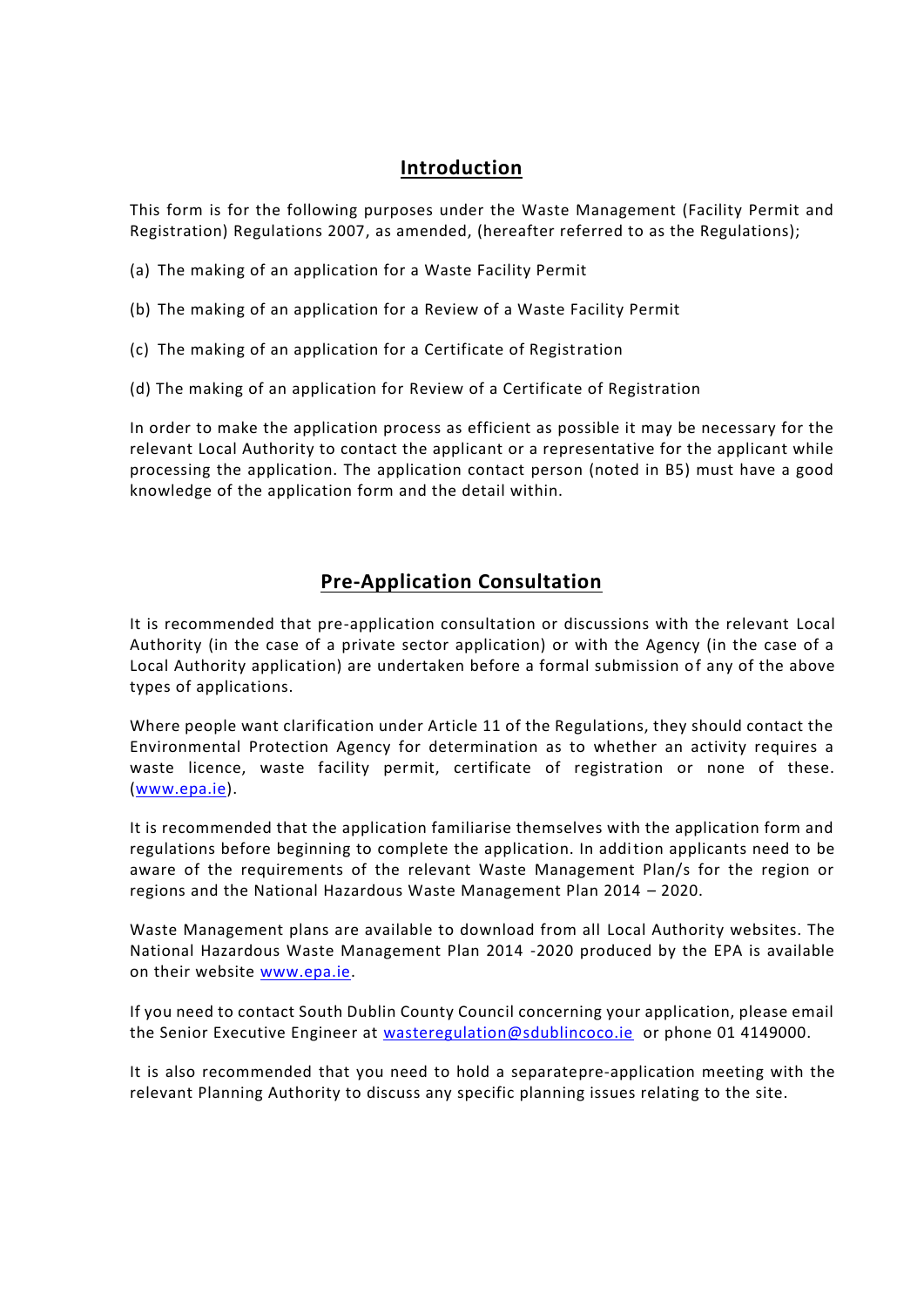## Introduction

This form is for the following purposes under the Waste Management (Facility Permit and Registration) Regulations 2007, as amended, (hereafter referred to as the Regulations);

(a) The making of an application for a Waste Facility Permit

(b) The making of an application for a Review of a Waste Facility Permit

(c) The making of an application for a Certificate of Registration

(d) The making of an application for Review of a Certificate of Registration

In order to make the application process as efficient as possible it may be necessary for the relevant Local Authority to contact the applicant or a representative for the applicant while processing the application. The application contact person (noted in B5) must have a good knowledge of the application form and the detail within.

## Pre-Application Consultation

It is recommended that pre-application consultation or discussions with the relevant Local Authority (in the case of a private sector application) or with the Agency (in the case of a Local Authority application) are undertaken before a formal submission of any of the above types of applications.

Where people want clarification under Article 11 of the Regulations, they should contact the Environmental Protection Agency for determination as to whether an activity requires a waste licence, waste facility permit, certificate of registration or none of these. (www.epa.ie).

It is recommended that the application familiarise themselves with the application form and regulations before beginning to complete the application. In addition applicants need to be aware of the requirements of the relevant Waste Management Plan/s for the region or regions and the National Hazardous Waste Management Plan 2014 – 2020.

Waste Management plans are available to download from all Local Authority websites. The National Hazardous Waste Management Plan 2014 -2020 produced by the EPA is available on their website www.epa.ie.

If you need to contact South Dublin County Council concerning your application, please email the Senior Executive Engineer at wasteregulation@sdublincoco.ie or phone 01 4149000.

It is also recommended that you need to hold a separatepre-application meeting with the relevant Planning Authority to discuss any specific planning issues relating to the site.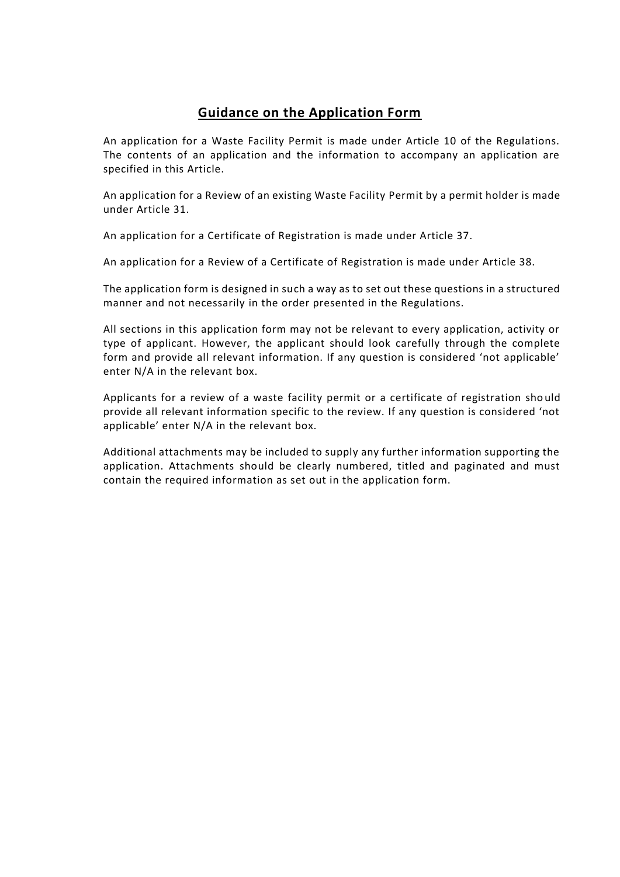## Guidance on the Application Form

An application for a Waste Facility Permit is made under Article 10 of the Regulations. The contents of an application and the information to accompany an application are specified in this Article.

An application for a Review of an existing Waste Facility Permit by a permit holder is made under Article 31.

An application for a Certificate of Registration is made under Article 37.

An application for a Review of a Certificate of Registration is made under Article 38.

The application form is designed in such a way as to set out these questions in a structured manner and not necessarily in the order presented in the Regulations.

All sections in this application form may not be relevant to every application, activity or type of applicant. However, the applicant should look carefully through the complete form and provide all relevant information. If any question is considered 'not applicable' enter N/A in the relevant box.

Applicants for a review of a waste facility permit or a certificate of registration should provide all relevant information specific to the review. If any question is considered 'not applicable' enter N/A in the relevant box.

Additional attachments may be included to supply any further information supporting the application. Attachments should be clearly numbered, titled and paginated and must contain the required information as set out in the application form.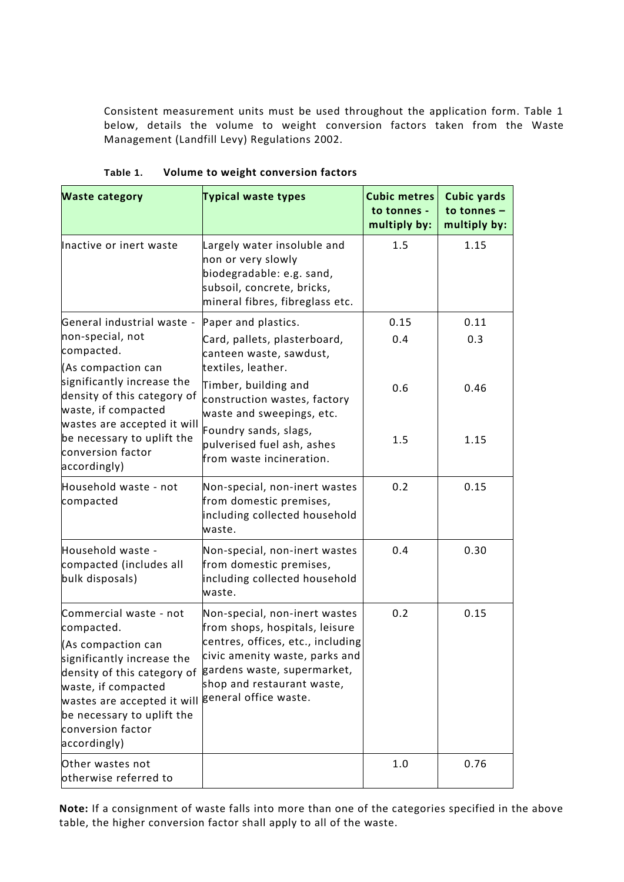Consistent measurement units must be used throughout the application form. Table 1 below, details the volume to weight conversion factors taken from the Waste Management (Landfill Levy) Regulations 2002.

**Table 1. Volume to weight conversion factors**

| Waste category | Typical waste types | Cubic metres to tonnes - multiply by: | Cubic yards to tonnes – multiply by: |
|---|---|---|---|
| Inactive or inert waste | Largely water insoluble and non or very slowly biodegradable: e.g. sand, subsoil, concrete, bricks, mineral fibres, fibreglass etc. | 1.5 | 1.15 |
| General industrial waste - non-special, not compacted. (As compaction can significantly increase the density of this category of waste, if compacted wastes are accepted it will be necessary to uplift the conversion factor accordingly) | Paper and plastics. | 0.15 | 0.11 |
| | Card, pallets, plasterboard, canteen waste, sawdust, textiles, leather. | 0.4 | 0.3 |
| | Timber, building and construction wastes, factory waste and sweepings, etc. | 0.6 | 0.46 |
| | Foundry sands, slags, pulverised fuel ash, ashes from waste incineration. | 1.5 | 1.15 |
| Household waste - not compacted | Non-special, non-inert wastes from domestic premises, including collected household waste. | 0.2 | 0.15 |
| Household waste - compacted (includes all bulk disposals) | Non-special, non-inert wastes from domestic premises, including collected household waste. | 0.4 | 0.30 |
| Commercial waste - not compacted. (As compaction can significantly increase the density of this category of waste, if compacted wastes are accepted it will be necessary to uplift the conversion factor accordingly) | Non-special, non-inert wastes from shops, hospitals, leisure centres, offices, etc., including civic amenity waste, parks and gardens waste, supermarket, shop and restaurant waste, general office waste. | 0.2 | 0.15 |
| Other wastes not otherwise referred to | | 1.0 | 0.76 |

**Note:** If a consignment of waste falls into more than one of the categories specified in the above table, the higher conversion factor shall apply to all of the waste.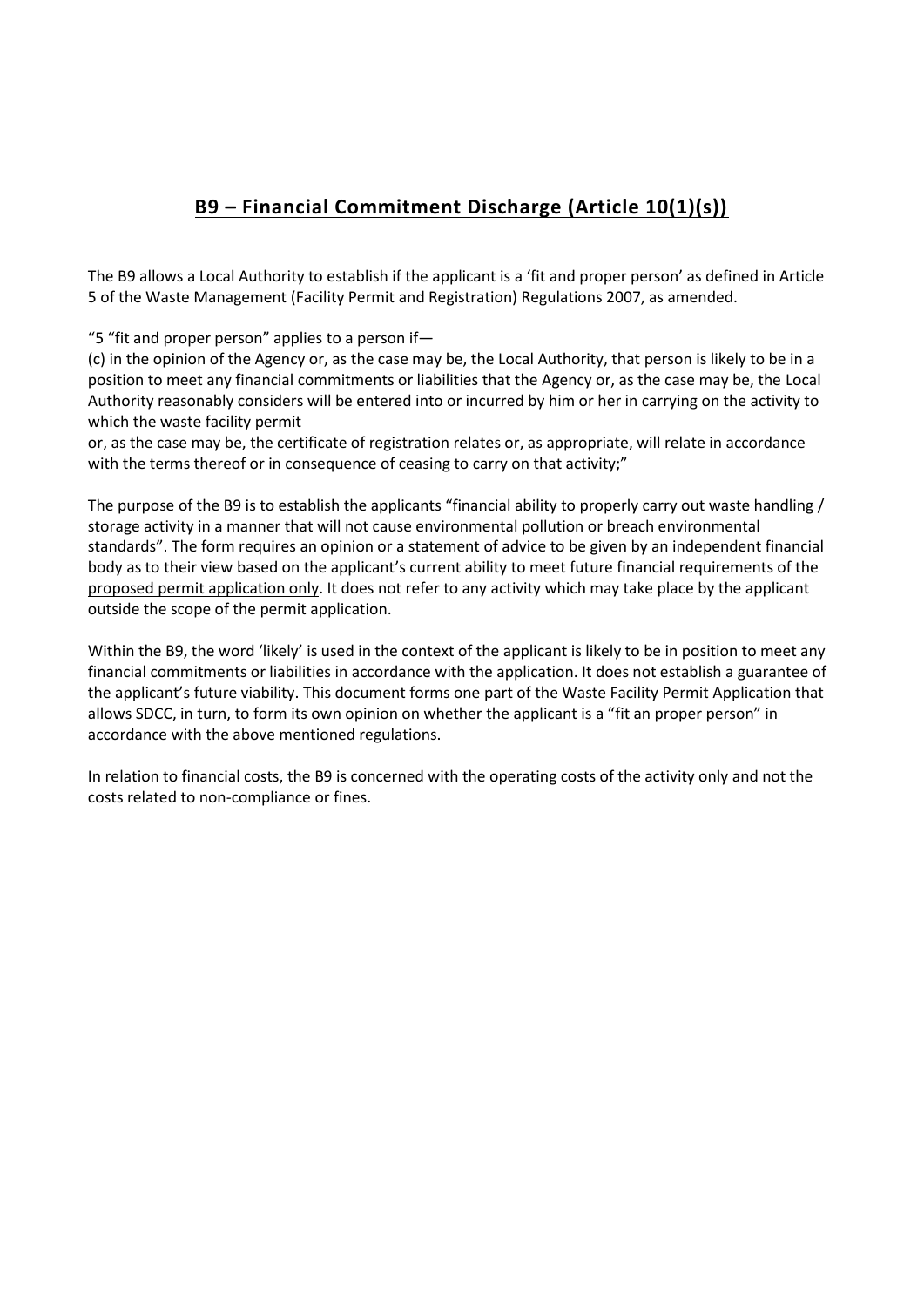## <u>B9 – Financial Commitment Discharge (Article 10(1)(s))</u>

The B9 allows a Local Authority to establish if the applicant is a 'fit and proper person' as defined in Article 5 of the Waste Management (Facility Permit and Registration) Regulations 2007, as amended.

"5 "fit and proper person" applies to a person if—
(c) in the opinion of the Agency or, as the case may be, the Local Authority, that person is likely to be in a position to meet any financial commitments or liabilities that the Agency or, as the case may be, the Local Authority reasonably considers will be entered into or incurred by him or her in carrying on the activity to which the waste facility permit
or, as the case may be, the certificate of registration relates or, as appropriate, will relate in accordance with the terms thereof or in consequence of ceasing to carry on that activity;"

The purpose of the B9 is to establish the applicants "financial ability to properly carry out waste handling / storage activity in a manner that will not cause environmental pollution or breach environmental standards". The form requires an opinion or a statement of advice to be given by an independent financial body as to their view based on the applicant's current ability to meet future financial requirements of the <u>proposed permit application only</u>. It does not refer to any activity which may take place by the applicant outside the scope of the permit application.

Within the B9, the word 'likely' is used in the context of the applicant is likely to be in position to meet any financial commitments or liabilities in accordance with the application. It does not establish a guarantee of the applicant's future viability. This document forms one part of the Waste Facility Permit Application that allows SDCC, in turn, to form its own opinion on whether the applicant is a "fit an proper person" in accordance with the above mentioned regulations.

In relation to financial costs, the B9 is concerned with the operating costs of the activity only and not the costs related to non-compliance or fines.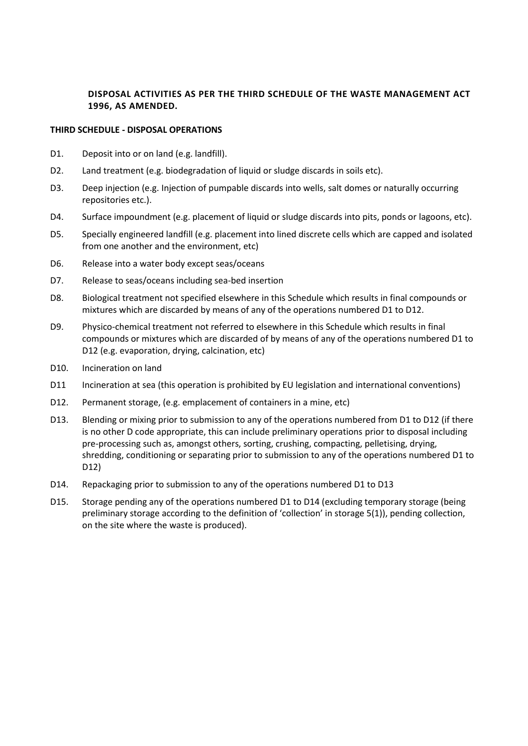## DISPOSAL ACTIVITIES AS PER THE THIRD SCHEDULE OF THE WASTE MANAGEMENT ACT 1996, AS AMENDED.

### THIRD SCHEDULE - DISPOSAL OPERATIONS

D1. Deposit into or on land (e.g. landfill).

D2. Land treatment (e.g. biodegradation of liquid or sludge discards in soils etc).

D3. Deep injection (e.g. Injection of pumpable discards into wells, salt domes or naturally occurring repositories etc.).

D4. Surface impoundment (e.g. placement of liquid or sludge discards into pits, ponds or lagoons, etc).

D5. Specially engineered landfill (e.g. placement into lined discrete cells which are capped and isolated from one another and the environment, etc)

D6. Release into a water body except seas/oceans

D7. Release to seas/oceans including sea-bed insertion

D8. Biological treatment not specified elsewhere in this Schedule which results in final compounds or mixtures which are discarded by means of any of the operations numbered D1 to D12.

D9. Physico-chemical treatment not referred to elsewhere in this Schedule which results in final compounds or mixtures which are discarded of by means of any of the operations numbered D1 to D12 (e.g. evaporation, drying, calcination, etc)

D10. Incineration on land

D11 Incineration at sea (this operation is prohibited by EU legislation and international conventions)

D12. Permanent storage, (e.g. emplacement of containers in a mine, etc)

D13. Blending or mixing prior to submission to any of the operations numbered from D1 to D12 (if there is no other D code appropriate, this can include preliminary operations prior to disposal including pre-processing such as, amongst others, sorting, crushing, compacting, pelletising, drying, shredding, conditioning or separating prior to submission to any of the operations numbered D1 to D12)

D14. Repackaging prior to submission to any of the operations numbered D1 to D13

D15. Storage pending any of the operations numbered D1 to D14 (excluding temporary storage (being preliminary storage according to the definition of 'collection' in storage 5(1)), pending collection, on the site where the waste is produced).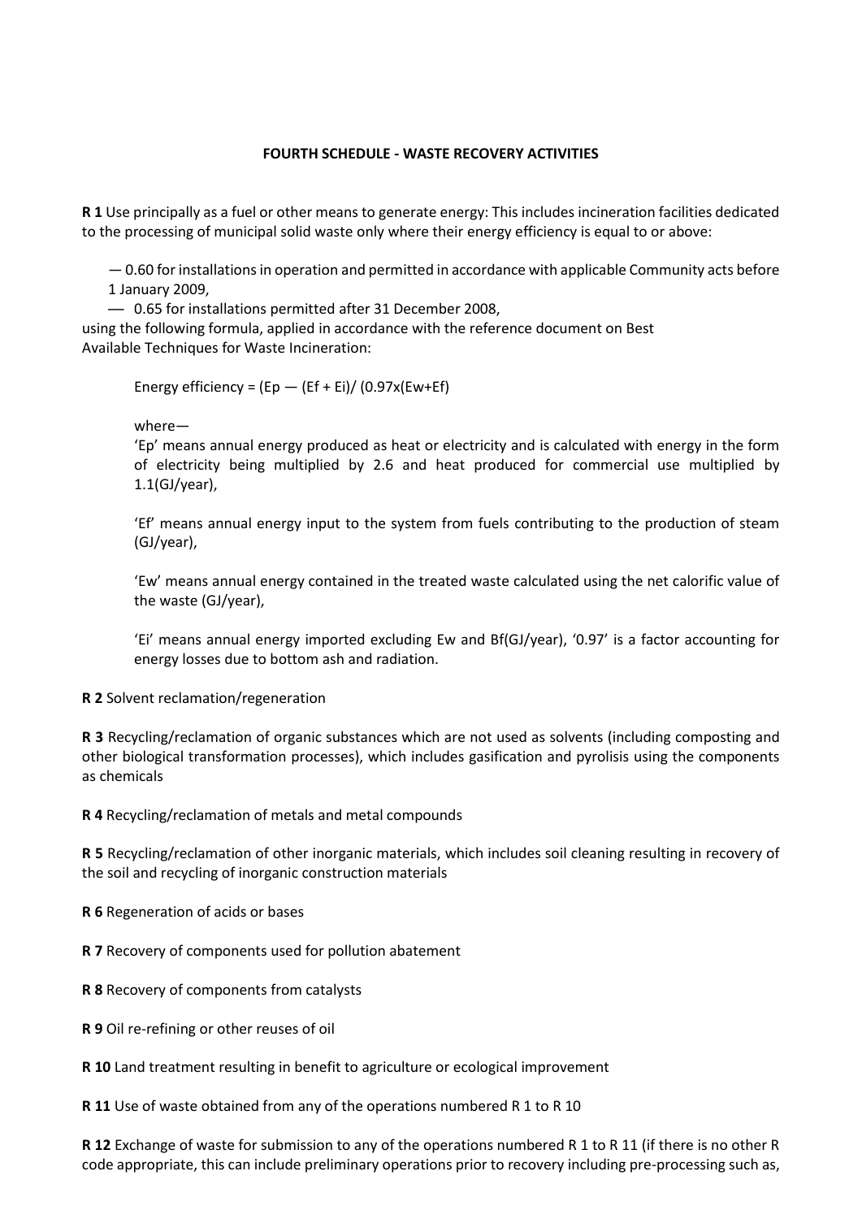**FOURTH SCHEDULE - WASTE RECOVERY ACTIVITIES**

**R 1** Use principally as a fuel or other means to generate energy: This includes incineration facilities dedicated to the processing of municipal solid waste only where their energy efficiency is equal to or above:

— 0.60 for installations in operation and permitted in accordance with applicable Community acts before 1 January 2009,

— 0.65 for installations permitted after 31 December 2008,

using the following formula, applied in accordance with the reference document on Best Available Techniques for Waste Incineration:

Energy efficiency = $(Ep — (Ef + Ei)/ (0.97x(Ew+Ef)$

where—

'Ep' means annual energy produced as heat or electricity and is calculated with energy in the form of electricity being multiplied by 2.6 and heat produced for commercial use multiplied by 1.1(GJ/year),

'Ef' means annual energy input to the system from fuels contributing to the production of steam (GJ/year),

'Ew' means annual energy contained in the treated waste calculated using the net calorific value of the waste (GJ/year),

'Ei' means annual energy imported excluding Ew and Bf(GJ/year), '0.97' is a factor accounting for energy losses due to bottom ash and radiation.

**R 2** Solvent reclamation/regeneration

**R 3** Recycling/reclamation of organic substances which are not used as solvents (including composting and other biological transformation processes), which includes gasification and pyrolisis using the components as chemicals

**R 4** Recycling/reclamation of metals and metal compounds

**R 5** Recycling/reclamation of other inorganic materials, which includes soil cleaning resulting in recovery of the soil and recycling of inorganic construction materials

**R 6** Regeneration of acids or bases

**R 7** Recovery of components used for pollution abatement

**R 8** Recovery of components from catalysts

**R 9** Oil re-refining or other reuses of oil

**R 10** Land treatment resulting in benefit to agriculture or ecological improvement

**R 11** Use of waste obtained from any of the operations numbered R 1 to R 10

**R 12** Exchange of waste for submission to any of the operations numbered R 1 to R 11 (if there is no other R code appropriate, this can include preliminary operations prior to recovery including pre-processing such as,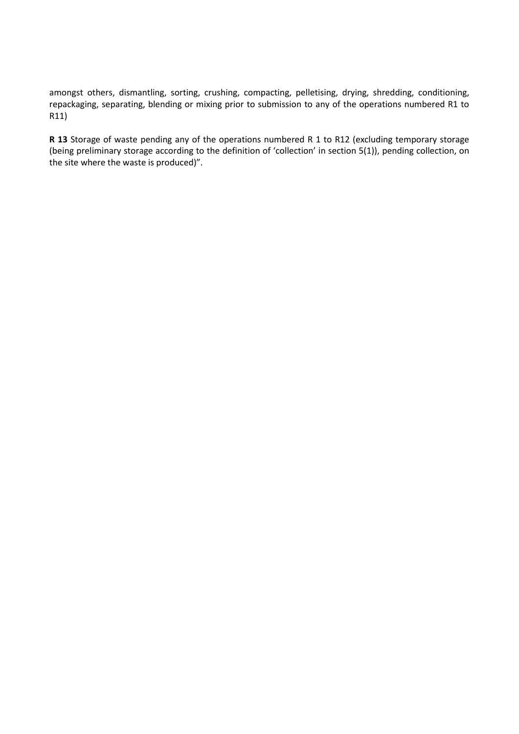amongst others, dismantling, sorting, crushing, compacting, pelletising, drying, shredding, conditioning, repackaging, separating, blending or mixing prior to submission to any of the operations numbered R1 to R11)

**R 13** Storage of waste pending any of the operations numbered R 1 to R12 (excluding temporary storage (being preliminary storage according to the definition of 'collection' in section 5(1)), pending collection, on the site where the waste is produced)".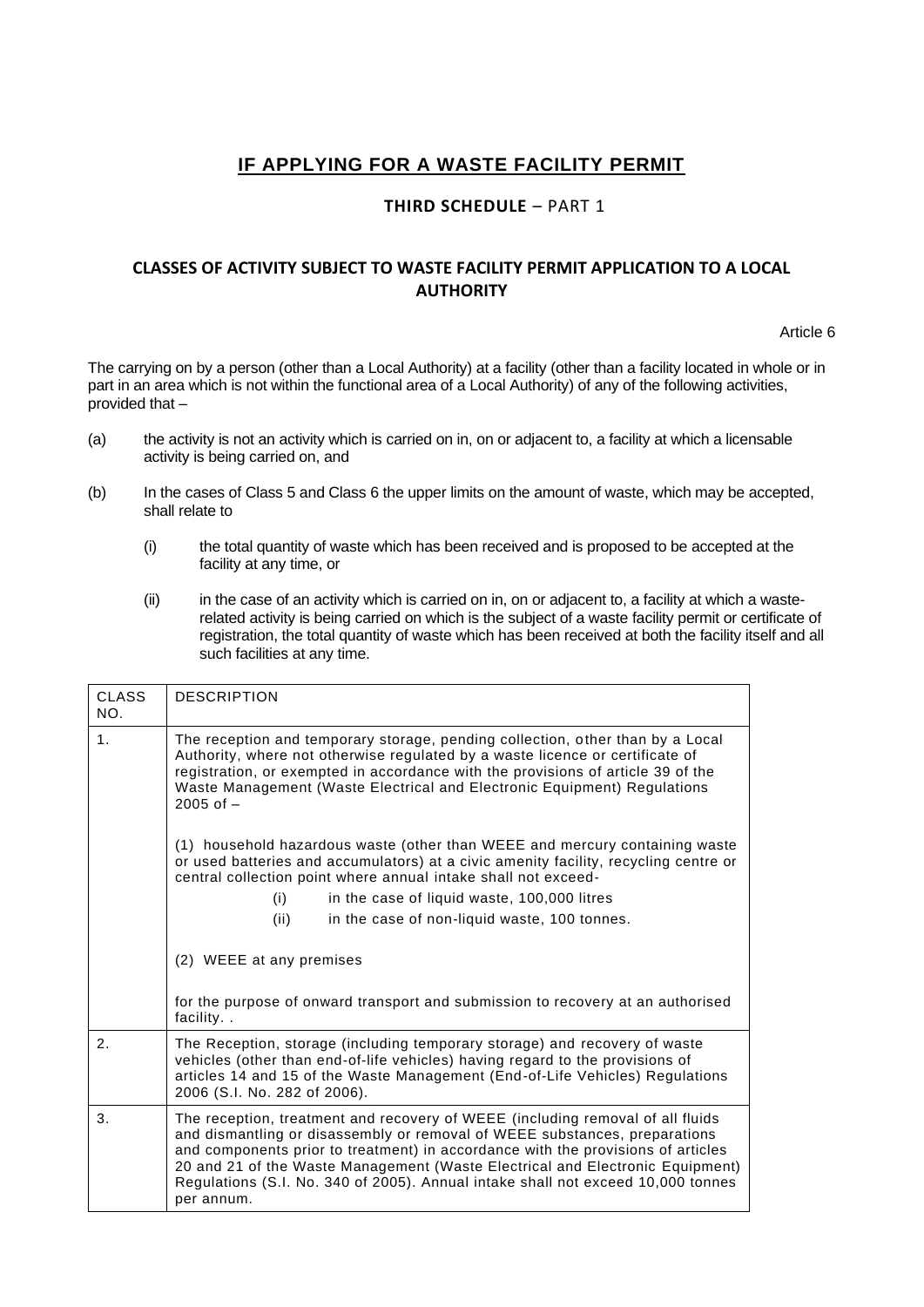## IF APPLYING FOR A WASTE FACILITY PERMIT

### THIRD SCHEDULE – PART 1

### CLASSES OF ACTIVITY SUBJECT TO WASTE FACILITY PERMIT APPLICATION TO A LOCAL AUTHORITY

Article 6

The carrying on by a person (other than a Local Authority) at a facility (other than a facility located in whole or in part in an area which is not within the functional area of a Local Authority) of any of the following activities, provided that –

(a) the activity is not an activity which is carried on in, on or adjacent to, a facility at which a licensable activity is being carried on, and

(b) In the cases of Class 5 and Class 6 the upper limits on the amount of waste, which may be accepted, shall relate to

- (i) the total quantity of waste which has been received and is proposed to be accepted at the facility at any time, or
- (ii) in the case of an activity which is carried on in, on or adjacent to, a facility at which a waste-related activity is being carried on which is the subject of a waste facility permit or certificate of registration, the total quantity of waste which has been received at both the facility itself and all such facilities at any time.

| CLASS NO. | DESCRIPTION |
|---|---|
| 1. | The reception and temporary storage, pending collection, other than by a Local Authority, where not otherwise regulated by a waste licence or certificate of registration, or exempted in accordance with the provisions of article 39 of the Waste Management (Waste Electrical and Electronic Equipment) Regulations 2005 of –<br><br>(1) household hazardous waste (other than WEEE and mercury containing waste or used batteries and accumulators) at a civic amenity facility, recycling centre or central collection point where annual intake shall not exceed-<br>(i) in the case of liquid waste, 100,000 litres<br>(ii) in the case of non-liquid waste, 100 tonnes.<br><br>(2) WEEE at any premises<br><br>for the purpose of onward transport and submission to recovery at an authorised facility. . |
| 2. | The Reception, storage (including temporary storage) and recovery of waste vehicles (other than end-of-life vehicles) having regard to the provisions of articles 14 and 15 of the Waste Management (End-of-Life Vehicles) Regulations 2006 (S.I. No. 282 of 2006). |
| 3. | The reception, treatment and recovery of WEEE (including removal of all fluids and dismantling or disassembly or removal of WEEE substances, preparations and components prior to treatment) in accordance with the provisions of articles 20 and 21 of the Waste Management (Waste Electrical and Electronic Equipment) Regulations (S.I. No. 340 of 2005). Annual intake shall not exceed 10,000 tonnes per annum. |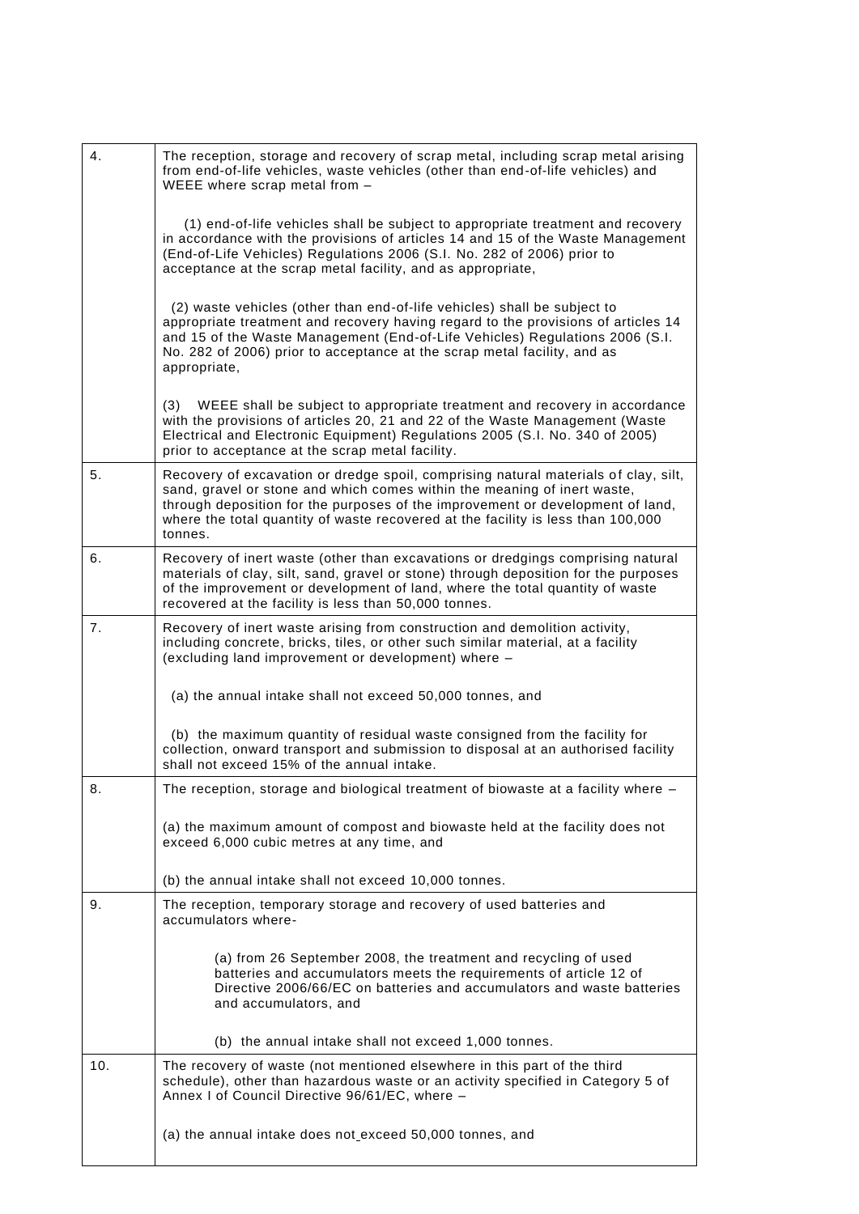| | |
|---|---|
| 4. | The reception, storage and recovery of scrap metal, including scrap metal arising from end-of-life vehicles, waste vehicles (other than end-of-life vehicles) and WEEE where scrap metal from –<br><br>(1) end-of-life vehicles shall be subject to appropriate treatment and recovery in accordance with the provisions of articles 14 and 15 of the Waste Management (End-of-Life Vehicles) Regulations 2006 (S.I. No. 282 of 2006) prior to acceptance at the scrap metal facility, and as appropriate,<br><br>(2) waste vehicles (other than end-of-life vehicles) shall be subject to appropriate treatment and recovery having regard to the provisions of articles 14 and 15 of the Waste Management (End-of-Life Vehicles) Regulations 2006 (S.I. No. 282 of 2006) prior to acceptance at the scrap metal facility, and as appropriate,<br><br>(3) WEEE shall be subject to appropriate treatment and recovery in accordance with the provisions of articles 20, 21 and 22 of the Waste Management (Waste Electrical and Electronic Equipment) Regulations 2005 (S.I. No. 340 of 2005) prior to acceptance at the scrap metal facility. |
| 5. | Recovery of excavation or dredge spoil, comprising natural materials of clay, silt, sand, gravel or stone and which comes within the meaning of inert waste, through deposition for the purposes of the improvement or development of land, where the total quantity of waste recovered at the facility is less than 100,000 tonnes. |
| 6. | Recovery of inert waste (other than excavations or dredgings comprising natural materials of clay, silt, sand, gravel or stone) through deposition for the purposes of the improvement or development of land, where the total quantity of waste recovered at the facility is less than 50,000 tonnes. |
| 7. | Recovery of inert waste arising from construction and demolition activity, including concrete, bricks, tiles, or other such similar material, at a facility (excluding land improvement or development) where –<br><br>(a) the annual intake shall not exceed 50,000 tonnes, and<br><br>(b) the maximum quantity of residual waste consigned from the facility for collection, onward transport and submission to disposal at an authorised facility shall not exceed 15% of the annual intake. |
| 8. | The reception, storage and biological treatment of biowaste at a facility where –<br><br>(a) the maximum amount of compost and biowaste held at the facility does not exceed 6,000 cubic metres at any time, and<br><br>(b) the annual intake shall not exceed 10,000 tonnes. |
| 9. | The reception, temporary storage and recovery of used batteries and accumulators where-<br><br>(a) from 26 September 2008, the treatment and recycling of used batteries and accumulators meets the requirements of article 12 of Directive 2006/66/EC on batteries and accumulators and waste batteries and accumulators, and<br><br>(b) the annual intake shall not exceed 1,000 tonnes. |
| 10. | The recovery of waste (not mentioned elsewhere in this part of the third schedule), other than hazardous waste or an activity specified in Category 5 of Annex I of Council Directive 96/61/EC, where –<br><br>(a) the annual intake does not exceed 50,000 tonnes, and |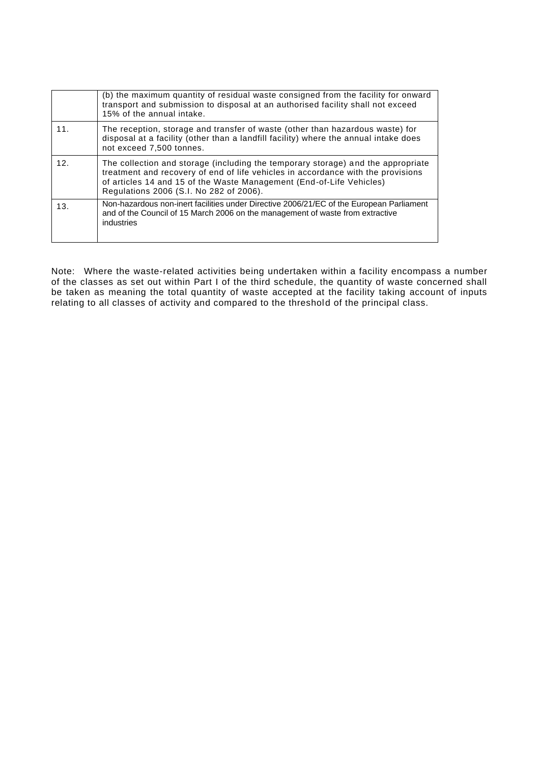| | |
|---|---|
| | (b) the maximum quantity of residual waste consigned from the facility for onward transport and submission to disposal at an authorised facility shall not exceed 15% of the annual intake. |
| 11. | The reception, storage and transfer of waste (other than hazardous waste) for disposal at a facility (other than a landfill facility) where the annual intake does not exceed 7,500 tonnes. |
| 12. | The collection and storage (including the temporary storage) and the appropriate treatment and recovery of end of life vehicles in accordance with the provisions of articles 14 and 15 of the Waste Management (End-of-Life Vehicles) Regulations 2006 (S.I. No 282 of 2006). |
| 13. | Non-hazardous non-inert facilities under Directive 2006/21/EC of the European Parliament and of the Council of 15 March 2006 on the management of waste from extractive industries |

Note: Where the waste-related activities being undertaken within a facility encompass a number of the classes as set out within Part I of the third schedule, the quantity of waste concerned shall be taken as meaning the total quantity of waste accepted at the facility taking account of inputs relating to all classes of activity and compared to the threshold of the principal class.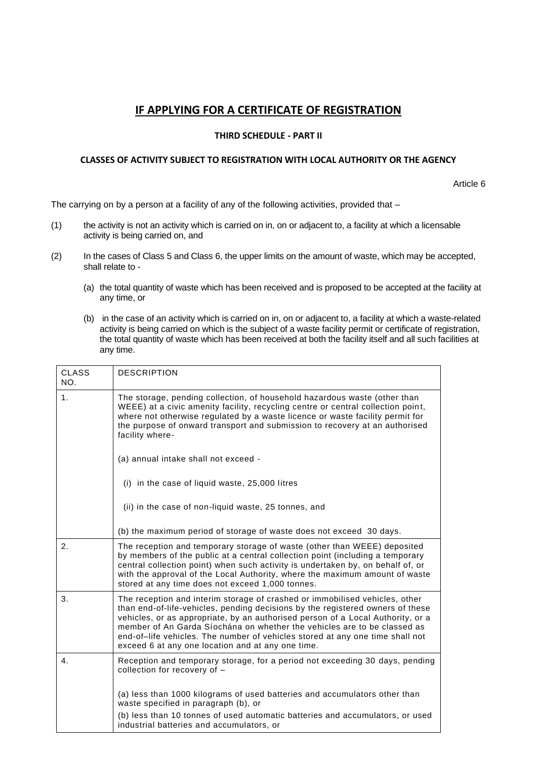## IF APPLYING FOR A CERTIFICATE OF REGISTRATION

### THIRD SCHEDULE - PART II

### CLASSES OF ACTIVITY SUBJECT TO REGISTRATION WITH LOCAL AUTHORITY OR THE AGENCY

Article 6

The carrying on by a person at a facility of any of the following activities, provided that –

(1) the activity is not an activity which is carried on in, on or adjacent to, a facility at which a licensable activity is being carried on, and

(2) In the cases of Class 5 and Class 6, the upper limits on the amount of waste, which may be accepted, shall relate to -

(a) the total quantity of waste which has been received and is proposed to be accepted at the facility at any time, or

(b) in the case of an activity which is carried on in, on or adjacent to, a facility at which a waste-related activity is being carried on which is the subject of a waste facility permit or certificate of registration, the total quantity of waste which has been received at both the facility itself and all such facilities at any time.

| CLASS NO. | DESCRIPTION |
|---|---|
| 1. | The storage, pending collection, of household hazardous waste (other than WEEE) at a civic amenity facility, recycling centre or central collection point, where not otherwise regulated by a waste licence or waste facility permit for the purpose of onward transport and submission to recovery at an authorised facility where-<br><br>(a) annual intake shall not exceed -<br><br>(i) in the case of liquid waste, 25,000 litres<br><br>(ii) in the case of non-liquid waste, 25 tonnes, and<br><br>(b) the maximum period of storage of waste does not exceed 30 days. |
| 2. | The reception and temporary storage of waste (other than WEEE) deposited by members of the public at a central collection point (including a temporary central collection point) when such activity is undertaken by, on behalf of, or with the approval of the Local Authority, where the maximum amount of waste stored at any time does not exceed 1,000 tonnes. |
| 3. | The reception and interim storage of crashed or immobilised vehicles, other than end-of-life-vehicles, pending decisions by the registered owners of these vehicles, or as appropriate, by an authorised person of a Local Authority, or a member of An Garda Síochána on whether the vehicles are to be classed as end-of–life vehicles. The number of vehicles stored at any one time shall not exceed 6 at any one location and at any one time. |
| 4. | Reception and temporary storage, for a period not exceeding 30 days, pending collection for recovery of –<br><br>(a) less than 1000 kilograms of used batteries and accumulators other than waste specified in paragraph (b), or<br><br>(b) less than 10 tonnes of used automatic batteries and accumulators, or used industrial batteries and accumulators, or |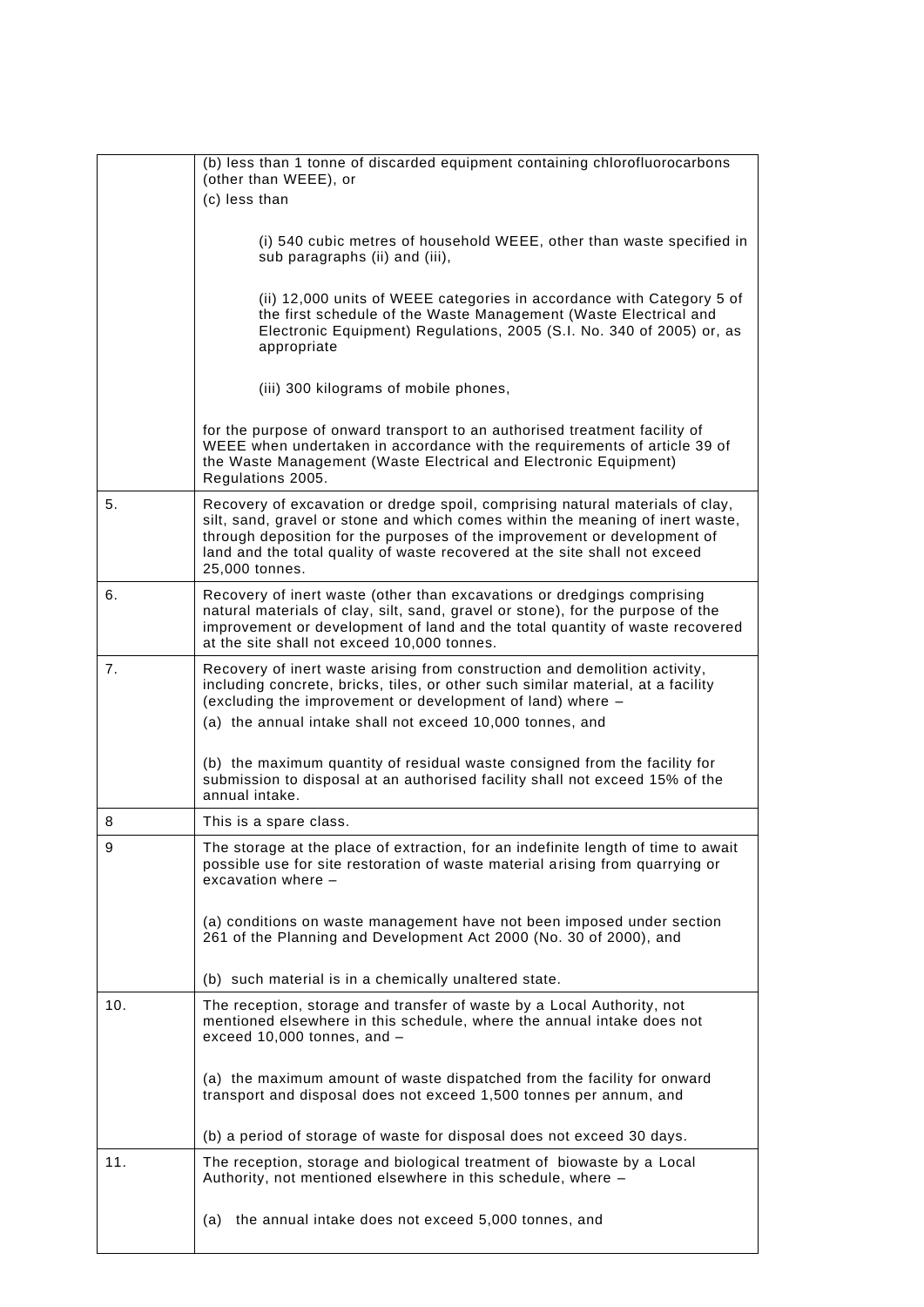| | |
|---|---|
| | (b) less than 1 tonne of discarded equipment containing chlorofluorocarbons (other than WEEE), or<br>(c) less than<br><br>(i) 540 cubic metres of household WEEE, other than waste specified in sub paragraphs (ii) and (iii),<br><br>(ii) 12,000 units of WEEE categories in accordance with Category 5 of the first schedule of the Waste Management (Waste Electrical and Electronic Equipment) Regulations, 2005 (S.I. No. 340 of 2005) or, as appropriate<br><br>(iii) 300 kilograms of mobile phones,<br><br>for the purpose of onward transport to an authorised treatment facility of WEEE when undertaken in accordance with the requirements of article 39 of the Waste Management (Waste Electrical and Electronic Equipment) Regulations 2005. |
| 5. | Recovery of excavation or dredge spoil, comprising natural materials of clay, silt, sand, gravel or stone and which comes within the meaning of inert waste, through deposition for the purposes of the improvement or development of land and the total quality of waste recovered at the site shall not exceed 25,000 tonnes. |
| 6. | Recovery of inert waste (other than excavations or dredgings comprising natural materials of clay, silt, sand, gravel or stone), for the purpose of the improvement or development of land and the total quantity of waste recovered at the site shall not exceed 10,000 tonnes. |
| 7. | Recovery of inert waste arising from construction and demolition activity, including concrete, bricks, tiles, or other such similar material, at a facility (excluding the improvement or development of land) where –<br>(a) the annual intake shall not exceed 10,000 tonnes, and<br><br>(b) the maximum quantity of residual waste consigned from the facility for submission to disposal at an authorised facility shall not exceed 15% of the annual intake. |
| 8 | This is a spare class. |
| 9 | The storage at the place of extraction, for an indefinite length of time to await possible use for site restoration of waste material arising from quarrying or excavation where –<br><br>(a) conditions on waste management have not been imposed under section 261 of the Planning and Development Act 2000 (No. 30 of 2000), and<br><br>(b) such material is in a chemically unaltered state. |
| 10. | The reception, storage and transfer of waste by a Local Authority, not mentioned elsewhere in this schedule, where the annual intake does not exceed 10,000 tonnes, and –<br><br>(a) the maximum amount of waste dispatched from the facility for onward transport and disposal does not exceed 1,500 tonnes per annum, and<br><br>(b) a period of storage of waste for disposal does not exceed 30 days. |
| 11. | The reception, storage and biological treatment of biowaste by a Local Authority, not mentioned elsewhere in this schedule, where –<br><br>(a) the annual intake does not exceed 5,000 tonnes, and |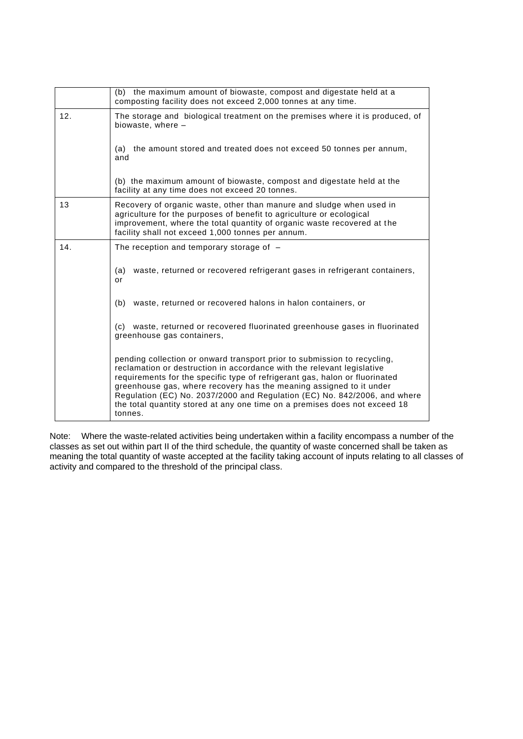| | |
|---|---|
| | (b) the maximum amount of biowaste, compost and digestate held at a composting facility does not exceed 2,000 tonnes at any time. |
| 12. | The storage and biological treatment on the premises where it is produced, of biowaste, where –<br><br>(a) the amount stored and treated does not exceed 50 tonnes per annum, and<br><br>(b) the maximum amount of biowaste, compost and digestate held at the facility at any time does not exceed 20 tonnes. |
| 13 | Recovery of organic waste, other than manure and sludge when used in agriculture for the purposes of benefit to agriculture or ecological improvement, where the total quantity of organic waste recovered at the facility shall not exceed 1,000 tonnes per annum. |
| 14. | The reception and temporary storage of –<br><br>(a) waste, returned or recovered refrigerant gases in refrigerant containers, or<br><br>(b) waste, returned or recovered halons in halon containers, or<br><br>(c) waste, returned or recovered fluorinated greenhouse gases in fluorinated greenhouse gas containers,<br><br>pending collection or onward transport prior to submission to recycling, reclamation or destruction in accordance with the relevant legislative requirements for the specific type of refrigerant gas, halon or fluorinated greenhouse gas, where recovery has the meaning assigned to it under Regulation (EC) No. 2037/2000 and Regulation (EC) No. 842/2006, and where the total quantity stored at any one time on a premises does not exceed 18 tonnes. |

Note: Where the waste-related activities being undertaken within a facility encompass a number of the classes as set out within part II of the third schedule, the quantity of waste concerned shall be taken as meaning the total quantity of waste accepted at the facility taking account of inputs relating to all classes of activity and compared to the threshold of the principal class.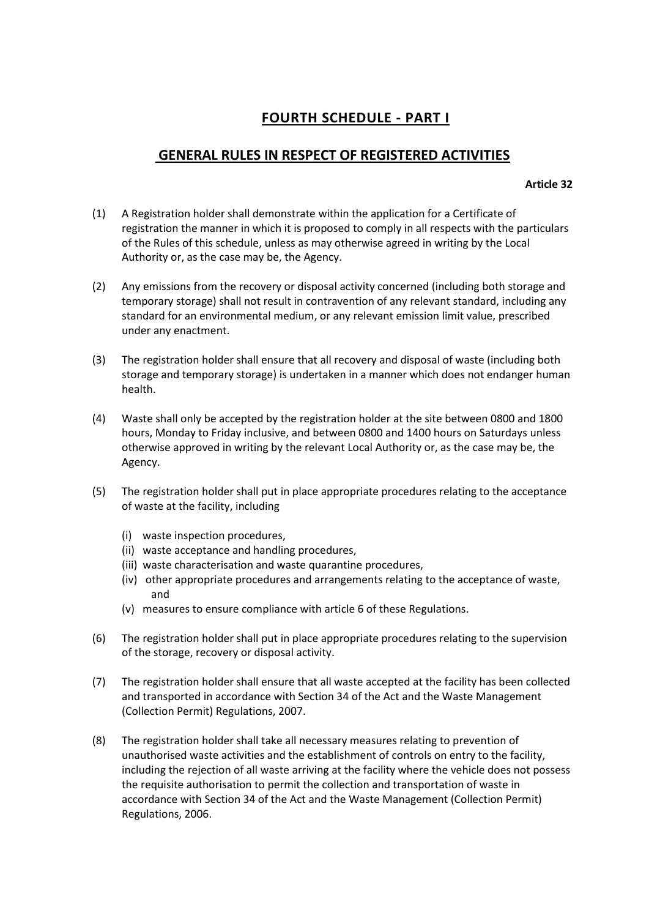# FOURTH SCHEDULE - PART I

## GENERAL RULES IN RESPECT OF REGISTERED ACTIVITIES

**Article 32**

(1) A Registration holder shall demonstrate within the application for a Certificate of registration the manner in which it is proposed to comply in all respects with the particulars of the Rules of this schedule, unless as may otherwise agreed in writing by the Local Authority or, as the case may be, the Agency.

(2) Any emissions from the recovery or disposal activity concerned (including both storage and temporary storage) shall not result in contravention of any relevant standard, including any standard for an environmental medium, or any relevant emission limit value, prescribed under any enactment.

(3) The registration holder shall ensure that all recovery and disposal of waste (including both storage and temporary storage) is undertaken in a manner which does not endanger human health.

(4) Waste shall only be accepted by the registration holder at the site between 0800 and 1800 hours, Monday to Friday inclusive, and between 0800 and 1400 hours on Saturdays unless otherwise approved in writing by the relevant Local Authority or, as the case may be, the Agency.

(5) The registration holder shall put in place appropriate procedures relating to the acceptance of waste at the facility, including

- (i) waste inspection procedures,
- (ii) waste acceptance and handling procedures,
- (iii) waste characterisation and waste quarantine procedures,
- (iv) other appropriate procedures and arrangements relating to the acceptance of waste, and
- (v) measures to ensure compliance with article 6 of these Regulations.

(6) The registration holder shall put in place appropriate procedures relating to the supervision of the storage, recovery or disposal activity.

(7) The registration holder shall ensure that all waste accepted at the facility has been collected and transported in accordance with Section 34 of the Act and the Waste Management (Collection Permit) Regulations, 2007.

(8) The registration holder shall take all necessary measures relating to prevention of unauthorised waste activities and the establishment of controls on entry to the facility, including the rejection of all waste arriving at the facility where the vehicle does not possess the requisite authorisation to permit the collection and transportation of waste in accordance with Section 34 of the Act and the Waste Management (Collection Permit) Regulations, 2006.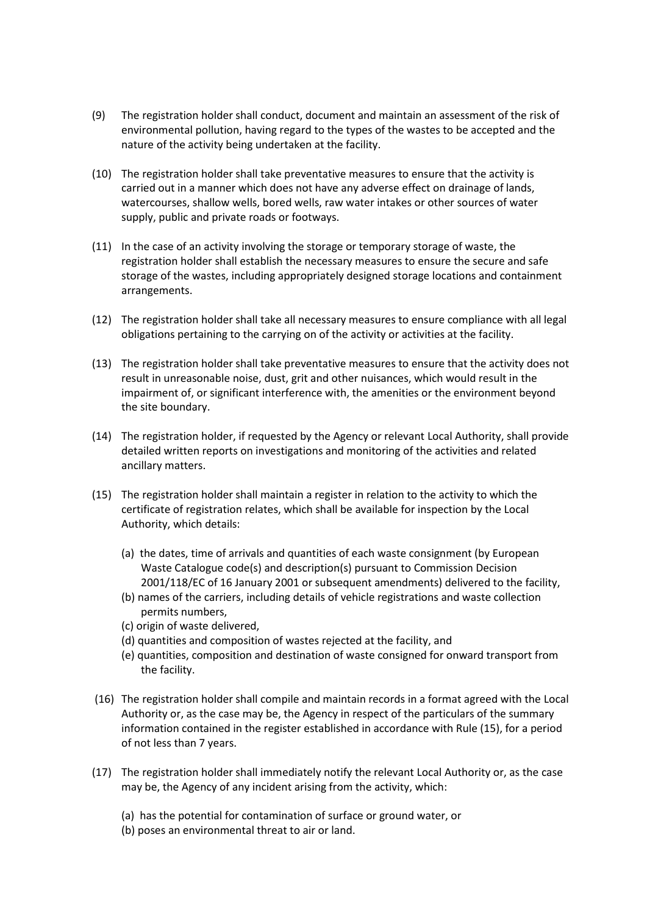(9) The registration holder shall conduct, document and maintain an assessment of the risk of environmental pollution, having regard to the types of the wastes to be accepted and the nature of the activity being undertaken at the facility.

(10) The registration holder shall take preventative measures to ensure that the activity is carried out in a manner which does not have any adverse effect on drainage of lands, watercourses, shallow wells, bored wells, raw water intakes or other sources of water supply, public and private roads or footways.

(11) In the case of an activity involving the storage or temporary storage of waste, the registration holder shall establish the necessary measures to ensure the secure and safe storage of the wastes, including appropriately designed storage locations and containment arrangements.

(12) The registration holder shall take all necessary measures to ensure compliance with all legal obligations pertaining to the carrying on of the activity or activities at the facility.

(13) The registration holder shall take preventative measures to ensure that the activity does not result in unreasonable noise, dust, grit and other nuisances, which would result in the impairment of, or significant interference with, the amenities or the environment beyond the site boundary.

(14) The registration holder, if requested by the Agency or relevant Local Authority, shall provide detailed written reports on investigations and monitoring of the activities and related ancillary matters.

(15) The registration holder shall maintain a register in relation to the activity to which the certificate of registration relates, which shall be available for inspection by the Local Authority, which details:

(a) the dates, time of arrivals and quantities of each waste consignment (by European Waste Catalogue code(s) and description(s) pursuant to Commission Decision 2001/118/EC of 16 January 2001 or subsequent amendments) delivered to the facility,
(b) names of the carriers, including details of vehicle registrations and waste collection permits numbers,
(c) origin of waste delivered,
(d) quantities and composition of wastes rejected at the facility, and
(e) quantities, composition and destination of waste consigned for onward transport from the facility.

(16) The registration holder shall compile and maintain records in a format agreed with the Local Authority or, as the case may be, the Agency in respect of the particulars of the summary information contained in the register established in accordance with Rule (15), for a period of not less than 7 years.

(17) The registration holder shall immediately notify the relevant Local Authority or, as the case may be, the Agency of any incident arising from the activity, which:

(a) has the potential for contamination of surface or ground water, or
(b) poses an environmental threat to air or land.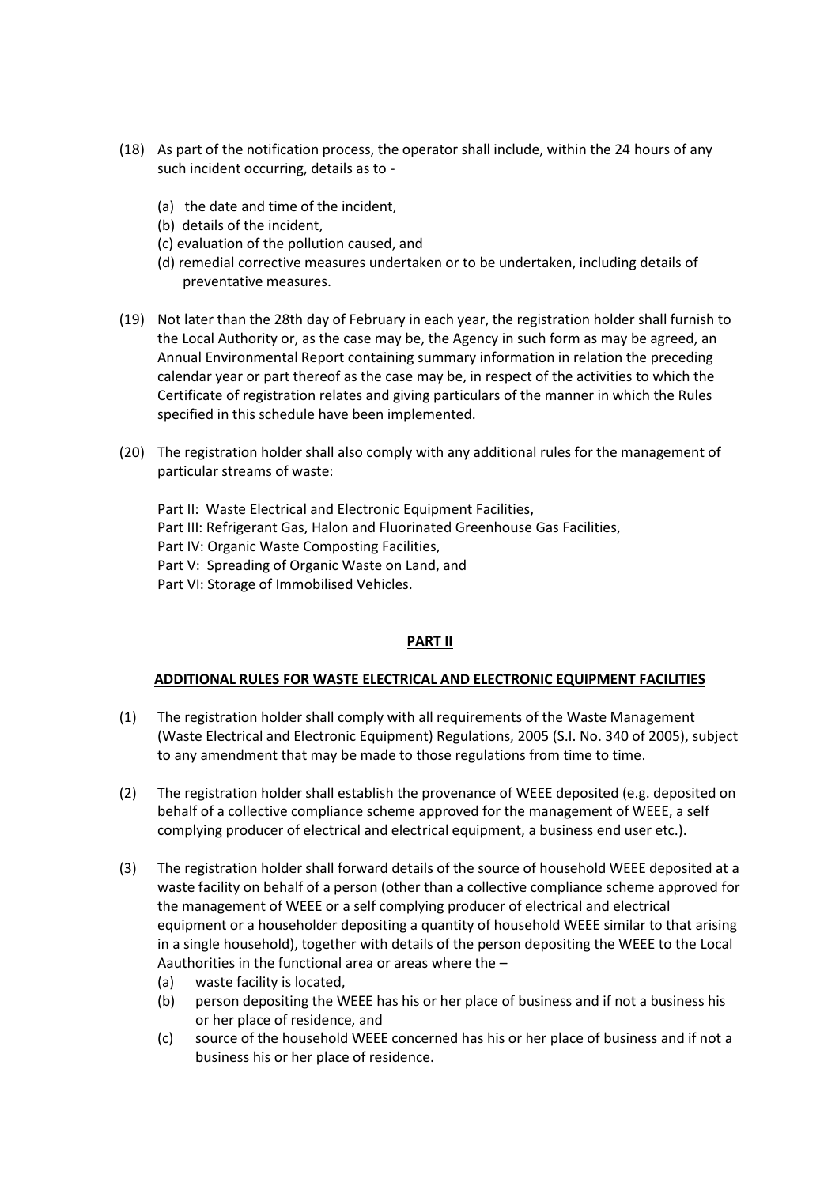(18) As part of the notification process, the operator shall include, within the 24 hours of any such incident occurring, details as to -

(a) the date and time of the incident,
(b) details of the incident,
(c) evaluation of the pollution caused, and
(d) remedial corrective measures undertaken or to be undertaken, including details of preventative measures.

(19) Not later than the 28th day of February in each year, the registration holder shall furnish to the Local Authority or, as the case may be, the Agency in such form as may be agreed, an Annual Environmental Report containing summary information in relation the preceding calendar year or part thereof as the case may be, in respect of the activities to which the Certificate of registration relates and giving particulars of the manner in which the Rules specified in this schedule have been implemented.

(20) The registration holder shall also comply with any additional rules for the management of particular streams of waste:

Part II: Waste Electrical and Electronic Equipment Facilities,
Part III: Refrigerant Gas, Halon and Fluorinated Greenhouse Gas Facilities,
Part IV: Organic Waste Composting Facilities,
Part V: Spreading of Organic Waste on Land, and
Part VI: Storage of Immobilised Vehicles.

## PART II

### ADDITIONAL RULES FOR WASTE ELECTRICAL AND ELECTRONIC EQUIPMENT FACILITIES

(1) The registration holder shall comply with all requirements of the Waste Management (Waste Electrical and Electronic Equipment) Regulations, 2005 (S.I. No. 340 of 2005), subject to any amendment that may be made to those regulations from time to time.

(2) The registration holder shall establish the provenance of WEEE deposited (e.g. deposited on behalf of a collective compliance scheme approved for the management of WEEE, a self complying producer of electrical and electrical equipment, a business end user etc.).

(3) The registration holder shall forward details of the source of household WEEE deposited at a waste facility on behalf of a person (other than a collective compliance scheme approved for the management of WEEE or a self complying producer of electrical and electrical equipment or a householder depositing a quantity of household WEEE similar to that arising in a single household), together with details of the person depositing the WEEE to the Local Aauthorities in the functional area or areas where the –

(a) waste facility is located,
(b) person depositing the WEEE has his or her place of business and if not a business his or her place of residence, and
(c) source of the household WEEE concerned has his or her place of business and if not a business his or her place of residence.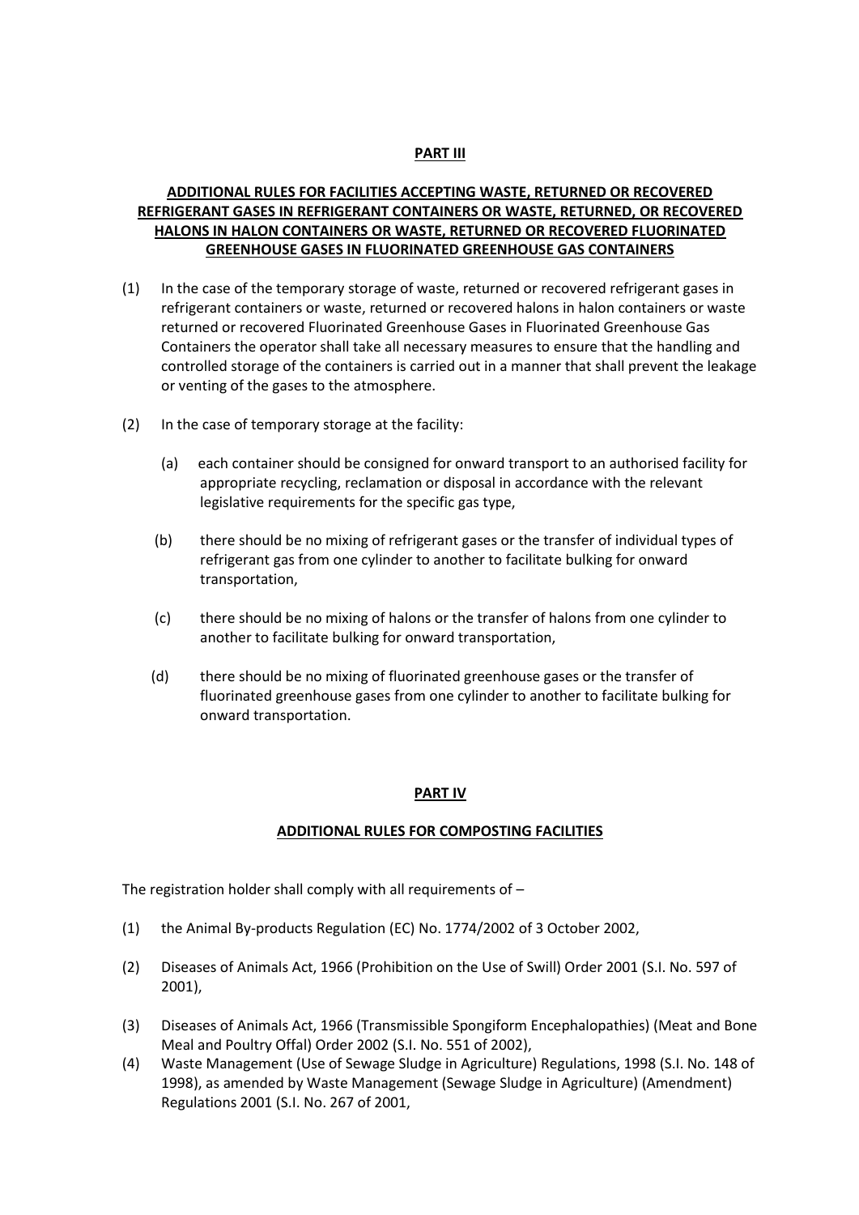**PART III**

**ADDITIONAL RULES FOR FACILITIES ACCEPTING WASTE, RETURNED OR RECOVERED REFRIGERANT GASES IN REFRIGERANT CONTAINERS OR WASTE, RETURNED, OR RECOVERED HALONS IN HALON CONTAINERS OR WASTE, RETURNED OR RECOVERED FLUORINATED GREENHOUSE GASES IN FLUORINATED GREENHOUSE GAS CONTAINERS**

(1) In the case of the temporary storage of waste, returned or recovered refrigerant gases in refrigerant containers or waste, returned or recovered halons in halon containers or waste returned or recovered Fluorinated Greenhouse Gases in Fluorinated Greenhouse Gas Containers the operator shall take all necessary measures to ensure that the handling and controlled storage of the containers is carried out in a manner that shall prevent the leakage or venting of the gases to the atmosphere.

(2) In the case of temporary storage at the facility:

   (a) each container should be consigned for onward transport to an authorised facility for appropriate recycling, reclamation or disposal in accordance with the relevant legislative requirements for the specific gas type,

   (b) there should be no mixing of refrigerant gases or the transfer of individual types of refrigerant gas from one cylinder to another to facilitate bulking for onward transportation,

   (c) there should be no mixing of halons or the transfer of halons from one cylinder to another to facilitate bulking for onward transportation,

   (d) there should be no mixing of fluorinated greenhouse gases or the transfer of fluorinated greenhouse gases from one cylinder to another to facilitate bulking for onward transportation.

**PART IV**

**ADDITIONAL RULES FOR COMPOSTING FACILITIES**

The registration holder shall comply with all requirements of –

(1) the Animal By-products Regulation (EC) No. 1774/2002 of 3 October 2002,

(2) Diseases of Animals Act, 1966 (Prohibition on the Use of Swill) Order 2001 (S.I. No. 597 of 2001),

(3) Diseases of Animals Act, 1966 (Transmissible Spongiform Encephalopathies) (Meat and Bone Meal and Poultry Offal) Order 2002 (S.I. No. 551 of 2002),

(4) Waste Management (Use of Sewage Sludge in Agriculture) Regulations, 1998 (S.I. No. 148 of 1998), as amended by Waste Management (Sewage Sludge in Agriculture) (Amendment) Regulations 2001 (S.I. No. 267 of 2001,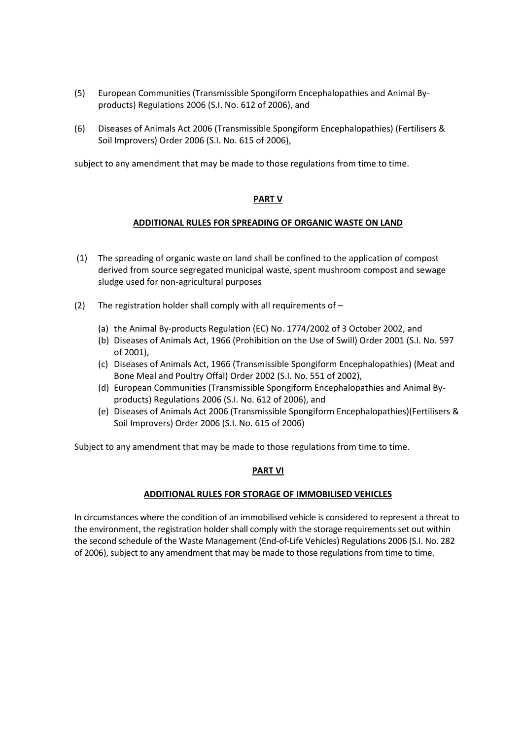(5) European Communities (Transmissible Spongiform Encephalopathies and Animal By-products) Regulations 2006 (S.I. No. 612 of 2006), and

(6) Diseases of Animals Act 2006 (Transmissible Spongiform Encephalopathies) (Fertilisers & Soil Improvers) Order 2006 (S.I. No. 615 of 2006),

subject to any amendment that may be made to those regulations from time to time.

## PART V

## ADDITIONAL RULES FOR SPREADING OF ORGANIC WASTE ON LAND

(1) The spreading of organic waste on land shall be confined to the application of compost derived from source segregated municipal waste, spent mushroom compost and sewage sludge used for non-agricultural purposes

(2) The registration holder shall comply with all requirements of –

   (a) the Animal By-products Regulation (EC) No. 1774/2002 of 3 October 2002, and
   (b) Diseases of Animals Act, 1966 (Prohibition on the Use of Swill) Order 2001 (S.I. No. 597 of 2001),
   (c) Diseases of Animals Act, 1966 (Transmissible Spongiform Encephalopathies) (Meat and Bone Meal and Poultry Offal) Order 2002 (S.I. No. 551 of 2002),
   (d) European Communities (Transmissible Spongiform Encephalopathies and Animal By-products) Regulations 2006 (S.I. No. 612 of 2006), and
   (e) Diseases of Animals Act 2006 (Transmissible Spongiform Encephalopathies)(Fertilisers & Soil Improvers) Order 2006 (S.I. No. 615 of 2006)

Subject to any amendment that may be made to those regulations from time to time.

## PART VI

## ADDITIONAL RULES FOR STORAGE OF IMMOBILISED VEHICLES

In circumstances where the condition of an immobilised vehicle is considered to represent a threat to the environment, the registration holder shall comply with the storage requirements set out within the second schedule of the Waste Management (End-of-Life Vehicles) Regulations 2006 (S.I. No. 282 of 2006), subject to any amendment that may be made to those regulations from time to time.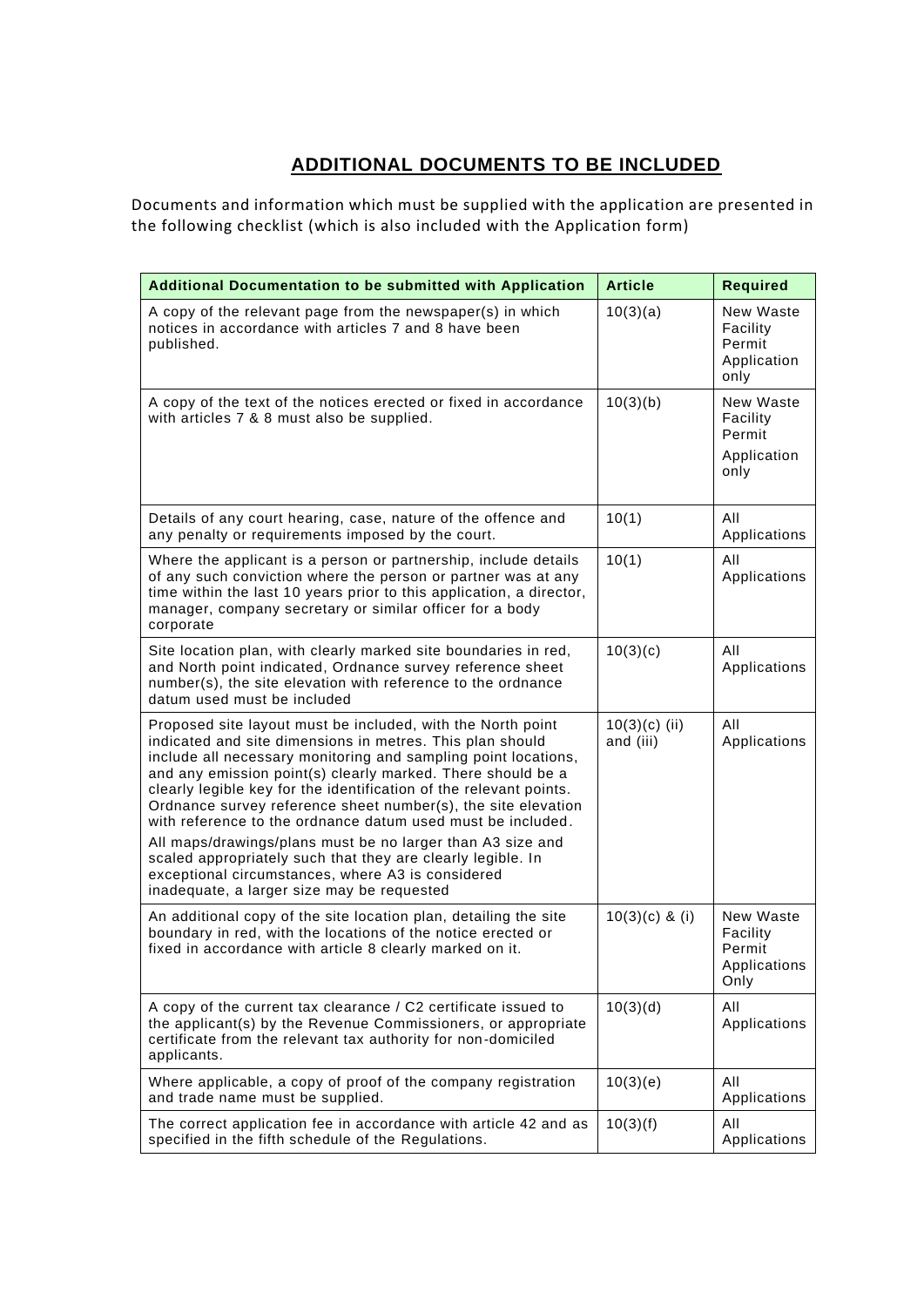## ADDITIONAL DOCUMENTS TO BE INCLUDED

Documents and information which must be supplied with the application are presented in the following checklist (which is also included with the Application form)

| Additional Documentation to be submitted with Application | Article | Required |
|---|---|---|
| A copy of the relevant page from the newspaper(s) in which notices in accordance with articles 7 and 8 have been published. | 10(3)(a) | New Waste Facility Permit Application only |
| A copy of the text of the notices erected or fixed in accordance with articles 7 & 8 must also be supplied. | 10(3)(b) | New Waste Facility Permit Application only |
| Details of any court hearing, case, nature of the offence and any penalty or requirements imposed by the court. | 10(1) | All Applications |
| Where the applicant is a person or partnership, include details of any such conviction where the person or partner was at any time within the last 10 years prior to this application, a director, manager, company secretary or similar officer for a body corporate | 10(1) | All Applications |
| Site location plan, with clearly marked site boundaries in red, and North point indicated, Ordnance survey reference sheet number(s), the site elevation with reference to the ordnance datum used must be included | 10(3)(c) | All Applications |
| Proposed site layout must be included, with the North point indicated and site dimensions in metres. This plan should include all necessary monitoring and sampling point locations, and any emission point(s) clearly marked. There should be a clearly legible key for the identification of the relevant points. Ordnance survey reference sheet number(s), the site elevation with reference to the ordnance datum used must be included. All maps/drawings/plans must be no larger than A3 size and scaled appropriately such that they are clearly legible. In exceptional circumstances, where A3 is considered inadequate, a larger size may be requested | 10(3)(c) (ii) and (iii) | All Applications |
| An additional copy of the site location plan, detailing the site boundary in red, with the locations of the notice erected or fixed in accordance with article 8 clearly marked on it. | 10(3)(c) & (i) | New Waste Facility Permit Applications Only |
| A copy of the current tax clearance / C2 certificate issued to the applicant(s) by the Revenue Commissioners, or appropriate certificate from the relevant tax authority for non-domiciled applicants. | 10(3)(d) | All Applications |
| Where applicable, a copy of proof of the company registration and trade name must be supplied. | 10(3)(e) | All Applications |
| The correct application fee in accordance with article 42 and as specified in the fifth schedule of the Regulations. | 10(3)(f) | All Applications |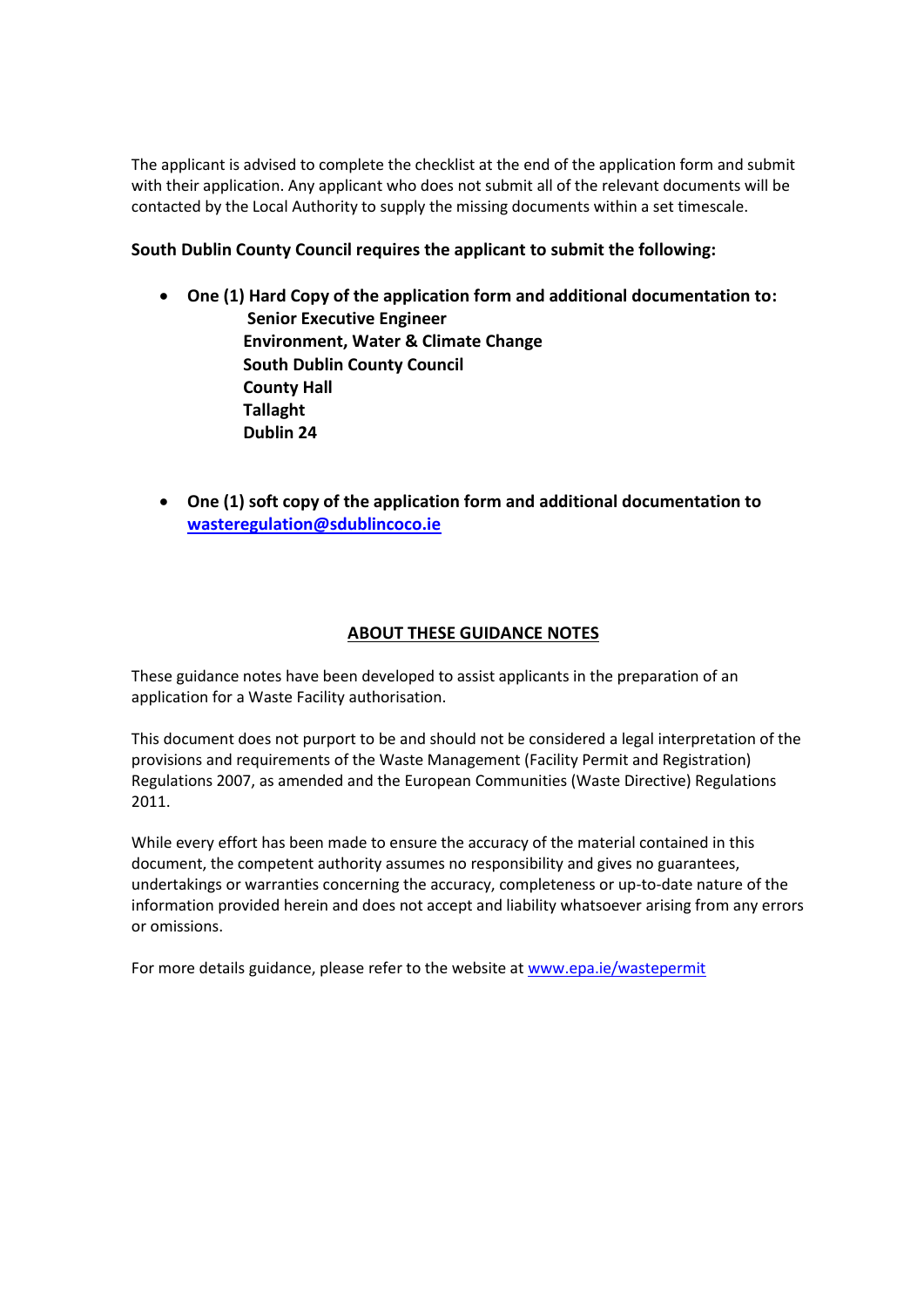The applicant is advised to complete the checklist at the end of the application form and submit with their application. Any applicant who does not submit all of the relevant documents will be contacted by the Local Authority to supply the missing documents within a set timescale.

**South Dublin County Council requires the applicant to submit the following:**

- **One (1) Hard Copy of the application form and additional documentation to:**
  **Senior Executive Engineer**
  **Environment, Water & Climate Change**
  **South Dublin County Council**
  **County Hall**
  **Tallaght**
  **Dublin 24**

- **One (1) soft copy of the application form and additional documentation to [wasteregulation@sdublincoco.ie](mailto:wasteregulation@sdublincoco.ie)**

## ABOUT THESE GUIDANCE NOTES

These guidance notes have been developed to assist applicants in the preparation of an application for a Waste Facility authorisation.

This document does not purport to be and should not be considered a legal interpretation of the provisions and requirements of the Waste Management (Facility Permit and Registration) Regulations 2007, as amended and the European Communities (Waste Directive) Regulations 2011.

While every effort has been made to ensure the accuracy of the material contained in this document, the competent authority assumes no responsibility and gives no guarantees, undertakings or warranties concerning the accuracy, completeness or up-to-date nature of the information provided herein and does not accept and liability whatsoever arising from any errors or omissions.

For more details guidance, please refer to the website at [www.epa.ie/wastepermit](http://www.epa.ie/wastepermit)